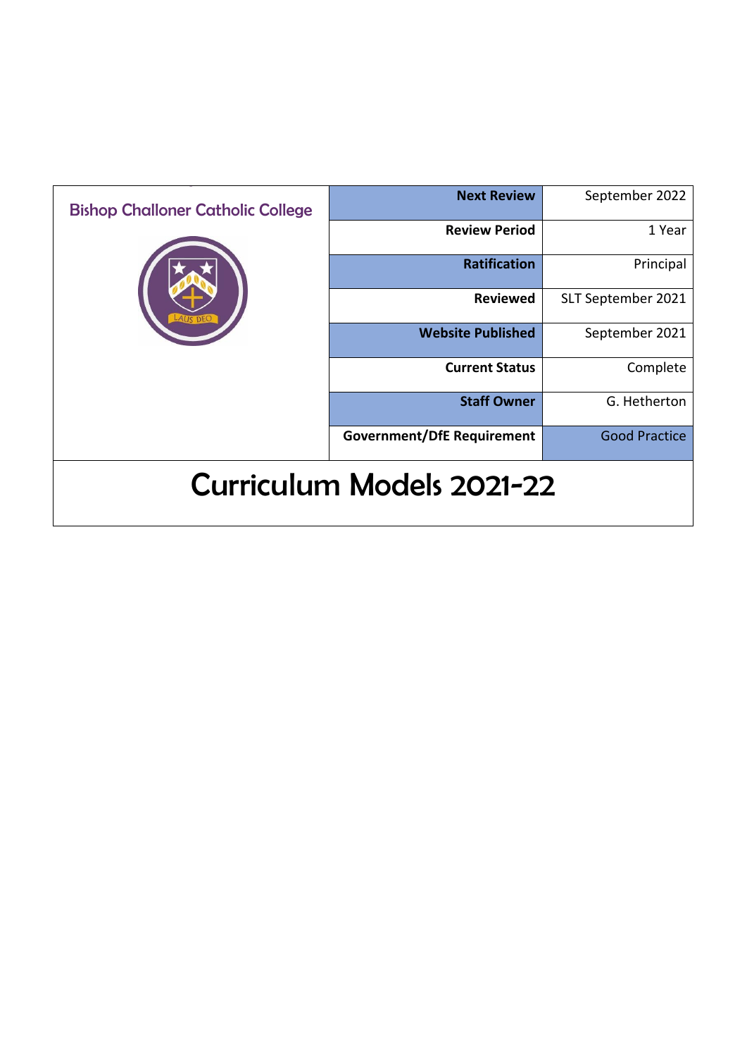Bishop Challoner Catholic College

| | |
|---|---|
| **Next Review** | September 2022 |
| **Review Period** | 1 Year |
| **Ratification** | Principal |
| **Reviewed** | SLT September 2021 |
| **Website Published** | September 2021 |
| **Current Status** | Complete |
| **Staff Owner** | G. Hetherton |
| **Government/DfE Requirement** | Good Practice |

# Curriculum Models 2021-22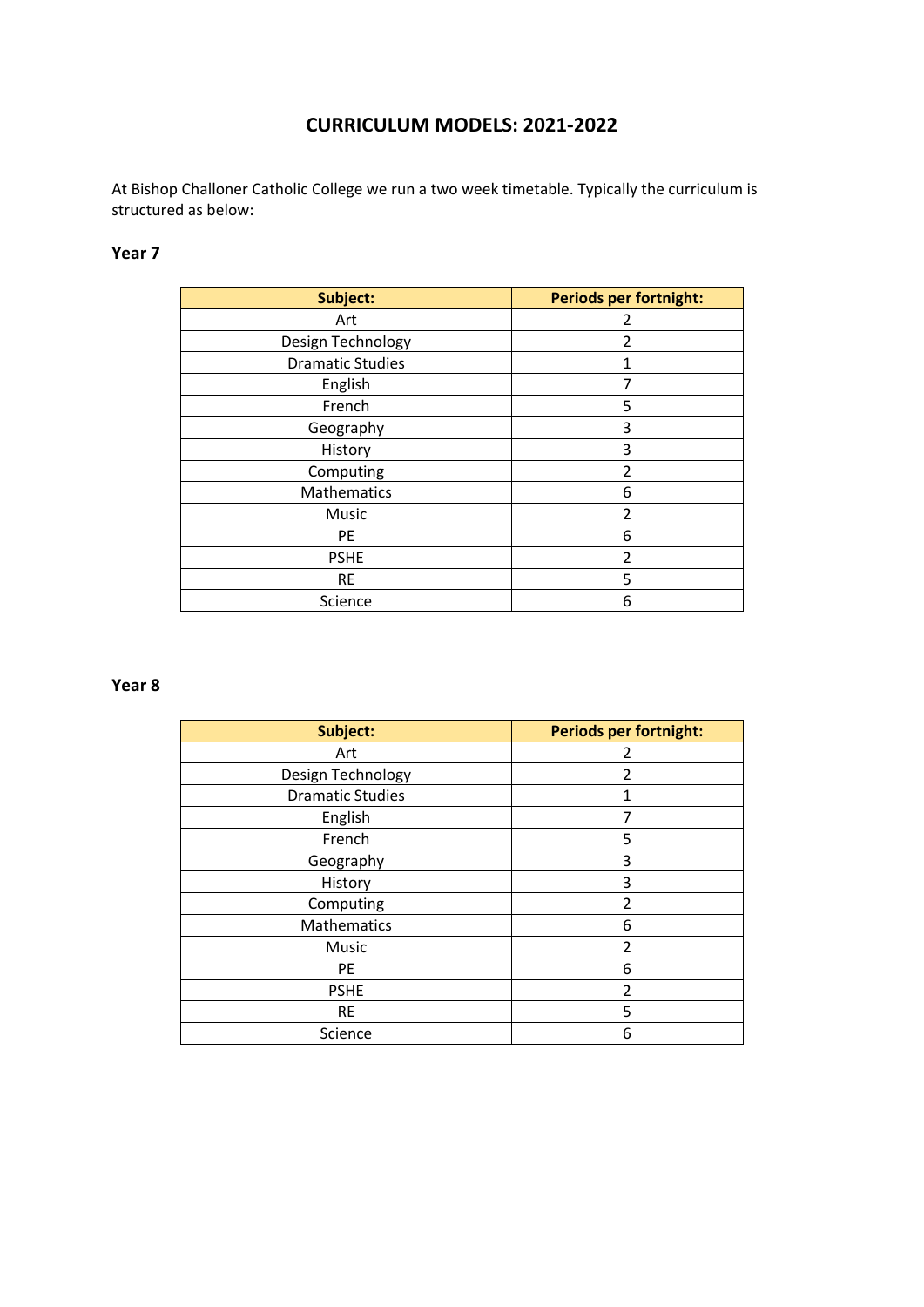# CURRICULUM MODELS: 2021-2022

At Bishop Challoner Catholic College we run a two week timetable. Typically the curriculum is structured as below:

### Year 7

| Subject: | Periods per fortnight: |
|---|---|
| Art | 2 |
| Design Technology | 2 |
| Dramatic Studies | 1 |
| English | 7 |
| French | 5 |
| Geography | 3 |
| History | 3 |
| Computing | 2 |
| Mathematics | 6 |
| Music | 2 |
| PE | 6 |
| PSHE | 2 |
| RE | 5 |
| Science | 6 |

### Year 8

| Subject: | Periods per fortnight: |
|---|---|
| Art | 2 |
| Design Technology | 2 |
| Dramatic Studies | 1 |
| English | 7 |
| French | 5 |
| Geography | 3 |
| History | 3 |
| Computing | 2 |
| Mathematics | 6 |
| Music | 2 |
| PE | 6 |
| PSHE | 2 |
| RE | 5 |
| Science | 6 |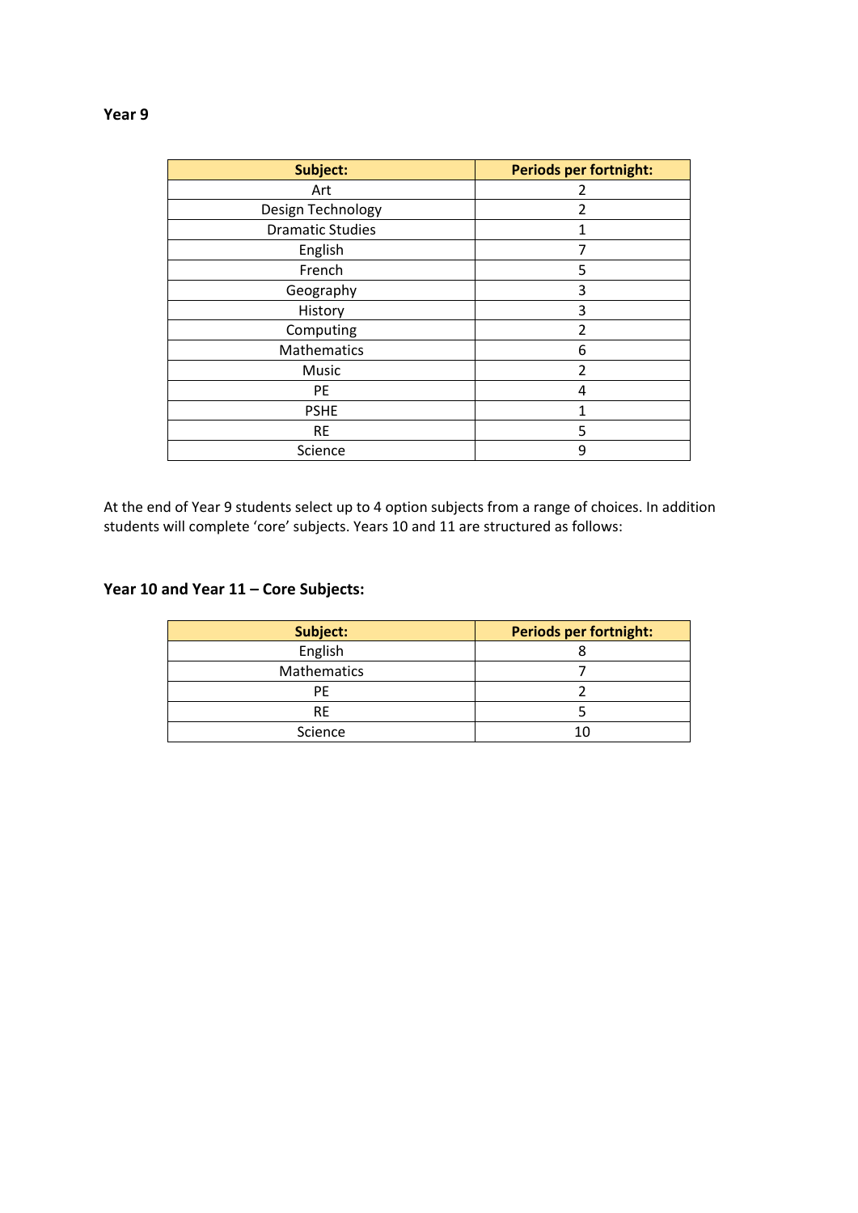**Year 9**

| **Subject:** | **Periods per fortnight:** |
|---|---|
| Art | 2 |
| Design Technology | 2 |
| Dramatic Studies | 1 |
| English | 7 |
| French | 5 |
| Geography | 3 |
| History | 3 |
| Computing | 2 |
| Mathematics | 6 |
| Music | 2 |
| PE | 4 |
| PSHE | 1 |
| RE | 5 |
| Science | 9 |

At the end of Year 9 students select up to 4 option subjects from a range of choices. In addition students will complete 'core' subjects. Years 10 and 11 are structured as follows:

**Year 10 and Year 11 – Core Subjects:**

| **Subject:** | **Periods per fortnight:** |
|---|---|
| English | 8 |
| Mathematics | 7 |
| PE | 2 |
| RE | 5 |
| Science | 10 |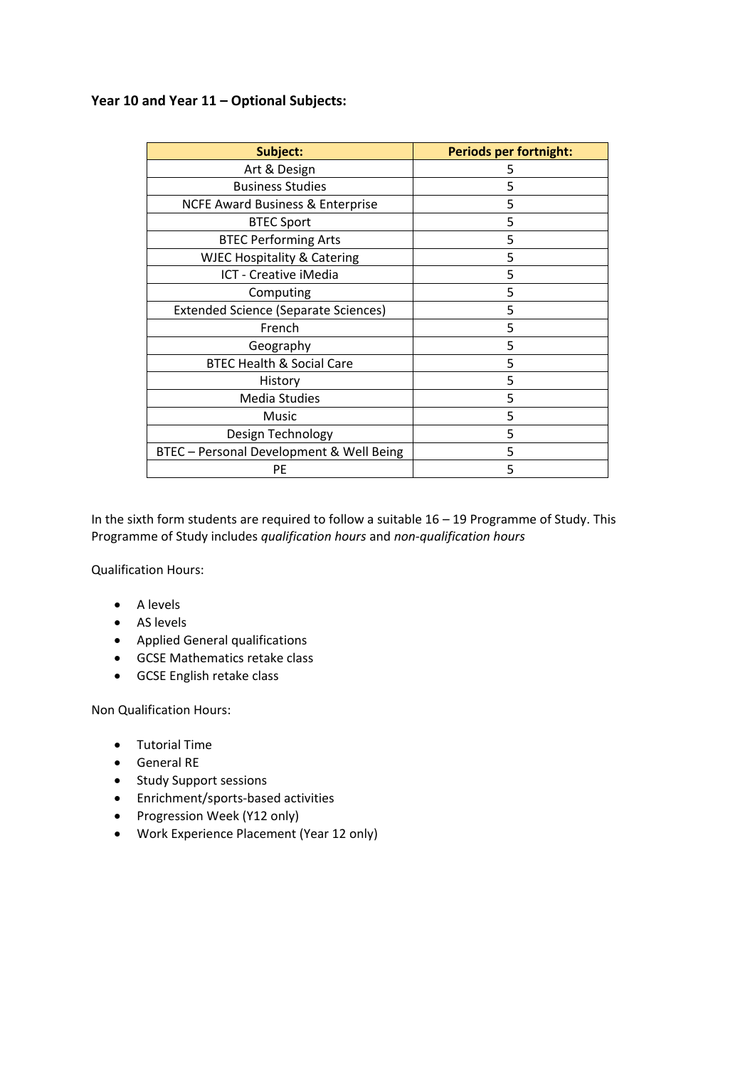**Year 10 and Year 11 – Optional Subjects:**

| Subject: | Periods per fortnight: |
|---|---|
| Art & Design | 5 |
| Business Studies | 5 |
| NCFE Award Business & Enterprise | 5 |
| BTEC Sport | 5 |
| BTEC Performing Arts | 5 |
| WJEC Hospitality & Catering | 5 |
| ICT - Creative iMedia | 5 |
| Computing | 5 |
| Extended Science (Separate Sciences) | 5 |
| French | 5 |
| Geography | 5 |
| BTEC Health & Social Care | 5 |
| History | 5 |
| Media Studies | 5 |
| Music | 5 |
| Design Technology | 5 |
| BTEC – Personal Development & Well Being | 5 |
| PE | 5 |

In the sixth form students are required to follow a suitable 16 – 19 Programme of Study. This Programme of Study includes *qualification hours* and *non-qualification hours*

Qualification Hours:

- A levels
- AS levels
- Applied General qualifications
- GCSE Mathematics retake class
- GCSE English retake class

Non Qualification Hours:

- Tutorial Time
- General RE
- Study Support sessions
- Enrichment/sports-based activities
- Progression Week (Y12 only)
- Work Experience Placement (Year 12 only)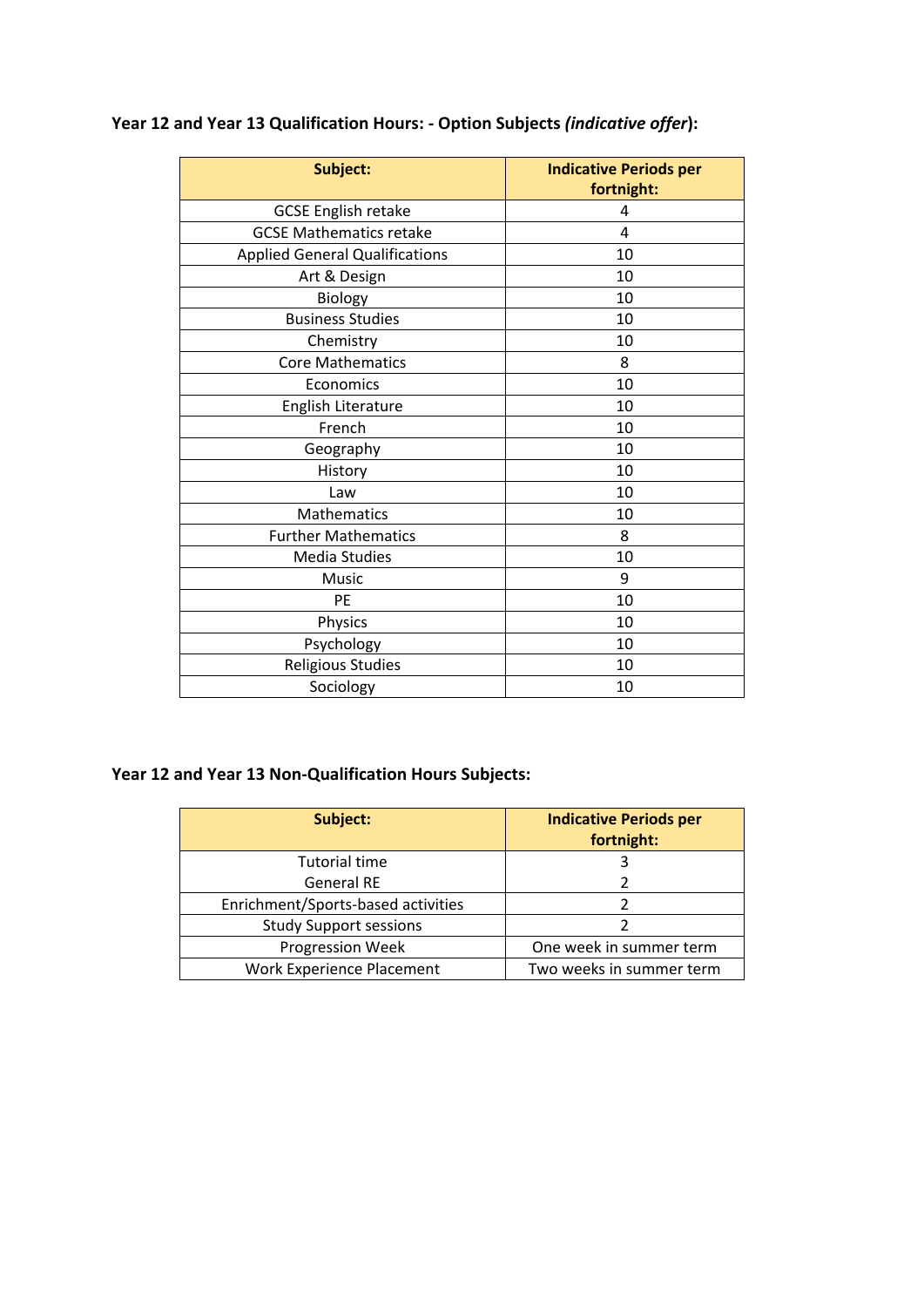**Year 12 and Year 13 Qualification Hours: - Option Subjects *(indicative offer)*:**

| Subject: | Indicative Periods per fortnight: |
|---|---|
| GCSE English retake | 4 |
| GCSE Mathematics retake | 4 |
| Applied General Qualifications | 10 |
| Art & Design | 10 |
| Biology | 10 |
| Business Studies | 10 |
| Chemistry | 10 |
| Core Mathematics | 8 |
| Economics | 10 |
| English Literature | 10 |
| French | 10 |
| Geography | 10 |
| History | 10 |
| Law | 10 |
| Mathematics | 10 |
| Further Mathematics | 8 |
| Media Studies | 10 |
| Music | 9 |
| PE | 10 |
| Physics | 10 |
| Psychology | 10 |
| Religious Studies | 10 |
| Sociology | 10 |

**Year 12 and Year 13 Non-Qualification Hours Subjects:**

| Subject: | Indicative Periods per fortnight: |
|---|---|
| Tutorial time<br>General RE | 3<br>2 |
| Enrichment/Sports-based activities | 2 |
| Study Support sessions | 2 |
| Progression Week | One week in summer term |
| Work Experience Placement | Two weeks in summer term |